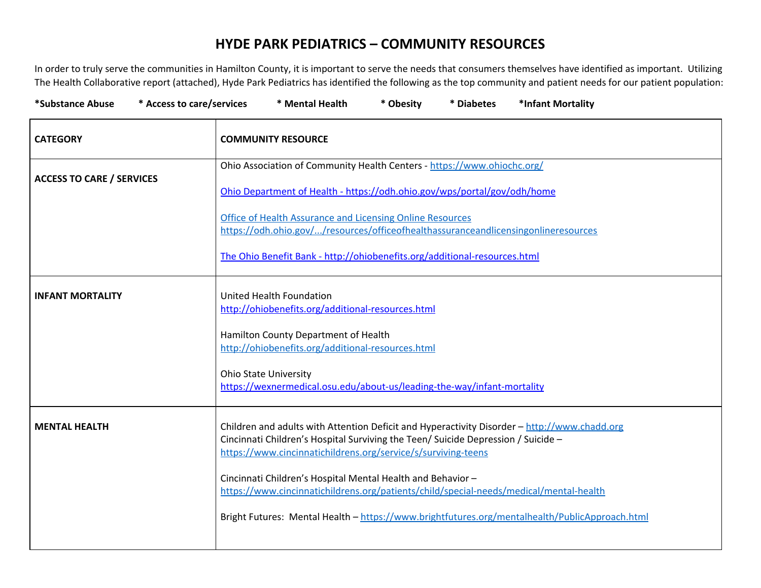# HYDE PARK PEDIATRICS – COMMUNITY RESOURCES

In order to truly serve the communities in Hamilton County, it is important to serve the needs that consumers themselves have identified as important. Utilizing The Health Collaborative report (attached), Hyde Park Pediatrics has identified the following as the top community and patient needs for our patient population:

**\*Substance Abuse   \* Access to care/services   \* Mental Health   \* Obesity   \* Diabetes   \*Infant Mortality**

| CATEGORY | COMMUNITY RESOURCE |
|---|---|
| **ACCESS TO CARE / SERVICES** | Ohio Association of Community Health Centers - https://www.ohiochc.org/ <br><br> Ohio Department of Health - https://odh.ohio.gov/wps/portal/gov/odh/home <br><br> Office of Health Assurance and Licensing Online Resources https://odh.ohio.gov/.../resources/officeofhealthassuranceandlicensingonlineresources <br><br> The Ohio Benefit Bank - http://ohiobenefits.org/additional-resources.html |
| **INFANT MORTALITY** | United Health Foundation http://ohiobenefits.org/additional-resources.html <br><br> Hamilton County Department of Health http://ohiobenefits.org/additional-resources.html <br><br> Ohio State University https://wexnermedical.osu.edu/about-us/leading-the-way/infant-mortality |
| **MENTAL HEALTH** | Children and adults with Attention Deficit and Hyperactivity Disorder – http://www.chadd.org <br> Cincinnati Children's Hospital Surviving the Teen/ Suicide Depression / Suicide – https://www.cincinnatichildrens.org/service/s/surviving-teens <br><br> Cincinnati Children's Hospital Mental Health and Behavior – https://www.cincinnatichildrens.org/patients/child/special-needs/medical/mental-health <br><br> Bright Futures: Mental Health – https://www.brightfutures.org/mentalhealth/PublicApproach.html |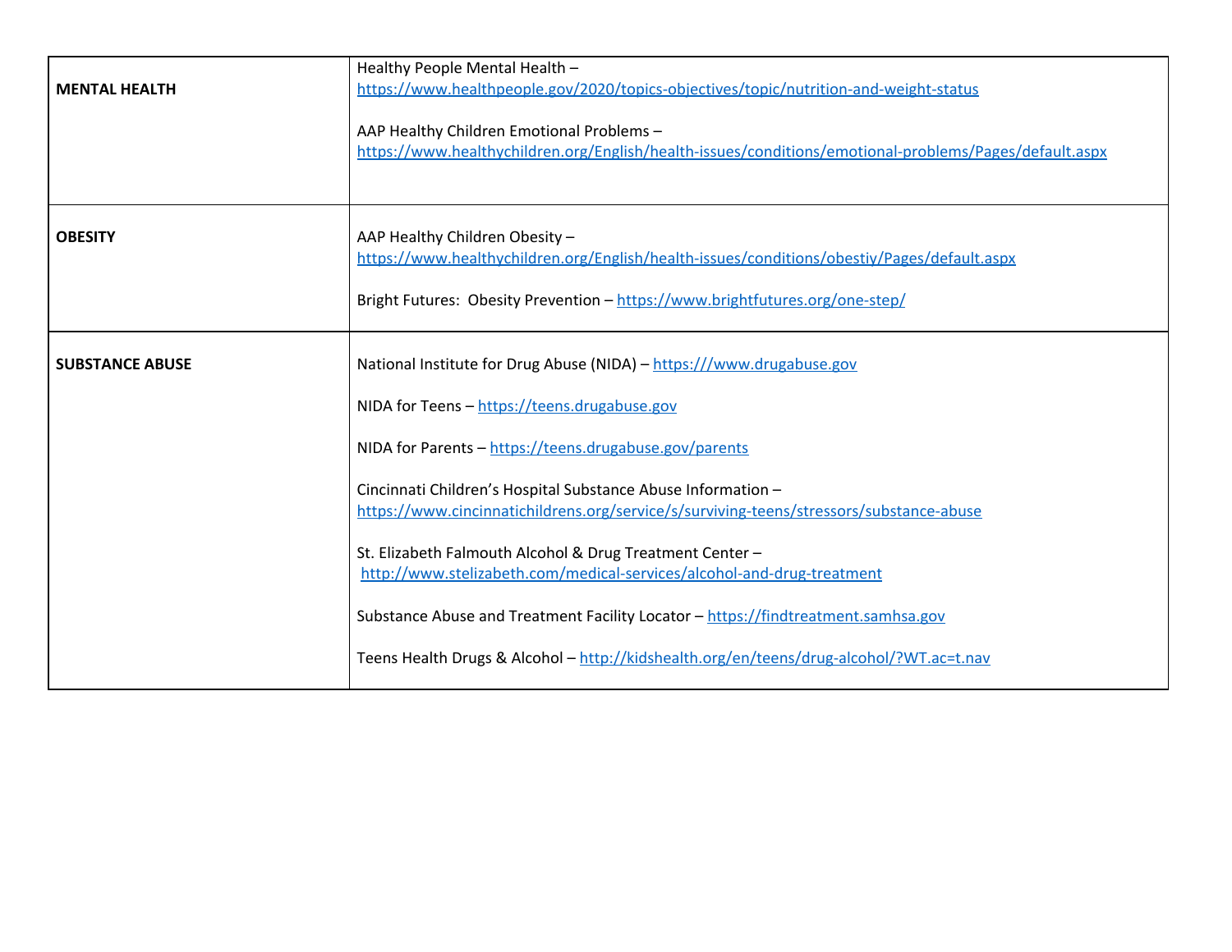| | |
|---|---|
| **MENTAL HEALTH** | Healthy People Mental Health – https://www.healthpeople.gov/2020/topics-objectives/topic/nutrition-and-weight-status<br><br>AAP Healthy Children Emotional Problems – https://www.healthychildren.org/English/health-issues/conditions/emotional-problems/Pages/default.aspx |
| **OBESITY** | AAP Healthy Children Obesity – https://www.healthychildren.org/English/health-issues/conditions/obestiy/Pages/default.aspx<br><br>Bright Futures: Obesity Prevention – https://www.brightfutures.org/one-step/ |
| **SUBSTANCE ABUSE** | National Institute for Drug Abuse (NIDA) – https:///www.drugabuse.gov<br><br>NIDA for Teens – https://teens.drugabuse.gov<br><br>NIDA for Parents – https://teens.drugabuse.gov/parents<br><br>Cincinnati Children's Hospital Substance Abuse Information – https://www.cincinnatichildrens.org/service/s/surviving-teens/stressors/substance-abuse<br><br>St. Elizabeth Falmouth Alcohol & Drug Treatment Center – http://www.stelizabeth.com/medical-services/alcohol-and-drug-treatment<br><br>Substance Abuse and Treatment Facility Locator – https://findtreatment.samhsa.gov<br><br>Teens Health Drugs & Alcohol – http://kidshealth.org/en/teens/drug-alcohol/?WT.ac=t.nav |